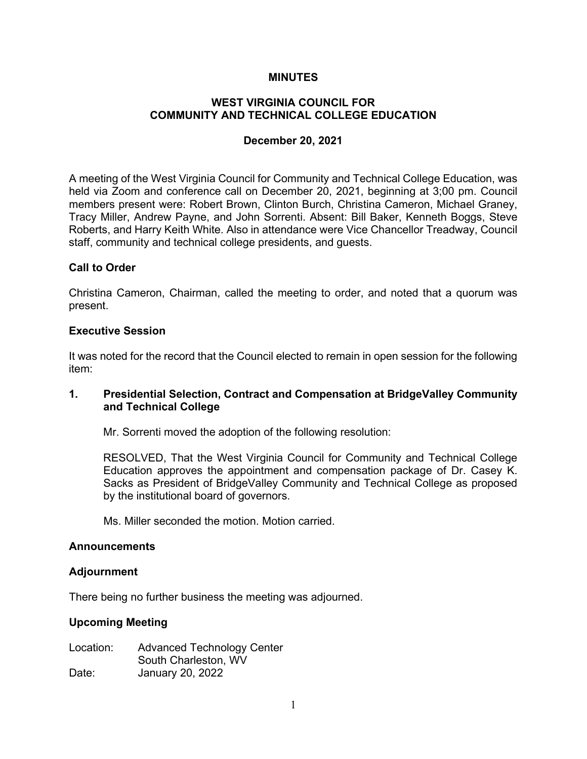# MINUTES

## WEST VIRGINIA COUNCIL FOR COMMUNITY AND TECHNICAL COLLEGE EDUCATION

### December 20, 2021

A meeting of the West Virginia Council for Community and Technical College Education, was held via Zoom and conference call on December 20, 2021, beginning at 3;00 pm. Council members present were: Robert Brown, Clinton Burch, Christina Cameron, Michael Graney, Tracy Miller, Andrew Payne, and John Sorrenti. Absent: Bill Baker, Kenneth Boggs, Steve Roberts, and Harry Keith White. Also in attendance were Vice Chancellor Treadway, Council staff, community and technical college presidents, and guests.

**Call to Order**

Christina Cameron, Chairman, called the meeting to order, and noted that a quorum was present.

**Executive Session**

It was noted for the record that the Council elected to remain in open session for the following item:

**1. Presidential Selection, Contract and Compensation at BridgeValley Community and Technical College**

Mr. Sorrenti moved the adoption of the following resolution:

RESOLVED, That the West Virginia Council for Community and Technical College Education approves the appointment and compensation package of Dr. Casey K. Sacks as President of BridgeValley Community and Technical College as proposed by the institutional board of governors.

Ms. Miller seconded the motion. Motion carried.

**Announcements**

**Adjournment**

There being no further business the meeting was adjourned.

**Upcoming Meeting**

Location: Advanced Technology Center
South Charleston, WV
Date: January 20, 2022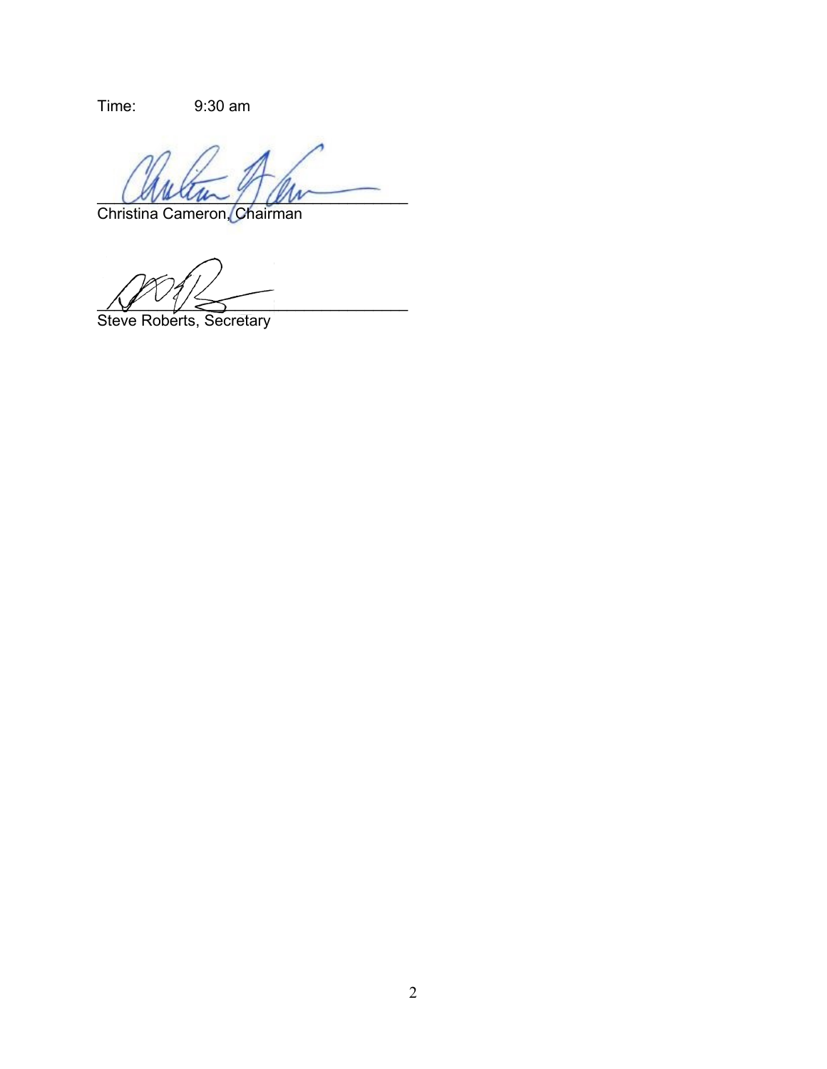Time: 9:30 am

\_\_\_\_\_\_\_\_\_\_\_\_\_\_\_\_\_\_\_\_\_\_\_\_\_\_\_\_\_\_\_\_\_\_\_\_\_\_

Christina Cameron, Chairman

\_\_\_\_\_\_\_\_\_\_\_\_\_\_\_\_\_\_\_\_\_\_\_\_\_\_\_\_\_\_\_\_\_\_\_\_\_\_

Steve Roberts, Secretary